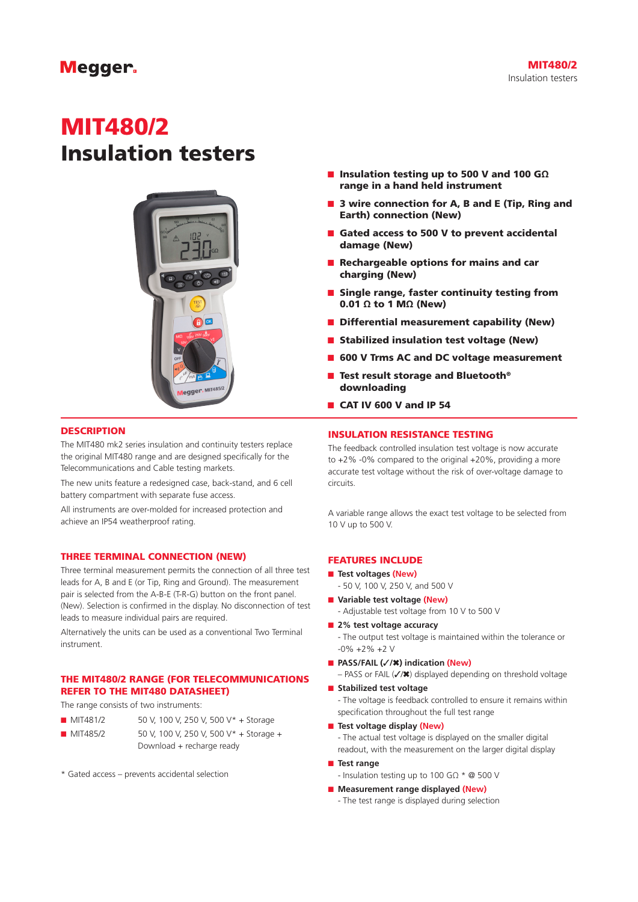# MIT480/2
# Insulation testers

- **Insulation testing up to 500 V and 100 GΩ range in a hand held instrument**
- **3 wire connection for A, B and E (Tip, Ring and Earth) connection (New)**
- **Gated access to 500 V to prevent accidental damage (New)**
- **Rechargeable options for mains and car charging (New)**
- **Single range, faster continuity testing from 0.01 Ω to 1 MΩ (New)**
- **Differential measurement capability (New)**
- **Stabilized insulation test voltage (New)**
- **600 V Trms AC and DC voltage measurement**
- **Test result storage and Bluetooth® downloading**
- **CAT IV 600 V and IP 54**

## DESCRIPTION

The MIT480 mk2 series insulation and continuity testers replace the original MIT480 range and are designed specifically for the Telecommunications and Cable testing markets.

The new units feature a redesigned case, back-stand, and 6 cell battery compartment with separate fuse access.

All instruments are over-molded for increased protection and achieve an IP54 weatherproof rating.

## THREE TERMINAL CONNECTION (NEW)

Three terminal measurement permits the connection of all three test leads for A, B and E (or Tip, Ring and Ground). The measurement pair is selected from the A-B-E (T-R-G) button on the front panel. (New). Selection is confirmed in the display. No disconnection of test leads to measure individual pairs are required.

Alternatively the units can be used as a conventional Two Terminal instrument.

## THE MIT480/2 RANGE (FOR TELECOMMUNICATIONS REFER TO THE MIT480 DATASHEET)

The range consists of two instruments:

- MIT481/2 — 50 V, 100 V, 250 V, 500 V* + Storage
- MIT485/2 — 50 V, 100 V, 250 V, 500 V* + Storage + Download + recharge ready

\* Gated access – prevents accidental selection

## INSULATION RESISTANCE TESTING

The feedback controlled insulation test voltage is now accurate to +2% -0% compared to the original +20%, providing a more accurate test voltage without the risk of over-voltage damage to circuits.

A variable range allows the exact test voltage to be selected from 10 V up to 500 V.

## FEATURES INCLUDE

- **Test voltages (New)**
  - 50 V, 100 V, 250 V, and 500 V
- **Variable test voltage (New)**
  - Adjustable test voltage from 10 V to 500 V
- **2% test voltage accuracy**
  - The output test voltage is maintained within the tolerance or -0% +2% +2 V
- **PASS/FAIL (✓/✖) indication (New)**
  – PASS or FAIL (✓/✖) displayed depending on threshold voltage
- **Stabilized test voltage**
  - The voltage is feedback controlled to ensure it remains within specification throughout the full test range
- **Test voltage display (New)**
  - The actual test voltage is displayed on the smaller digital readout, with the measurement on the larger digital display
- **Test range**
  - Insulation testing up to 100 GΩ * @ 500 V
- **Measurement range displayed (New)**
  - The test range is displayed during selection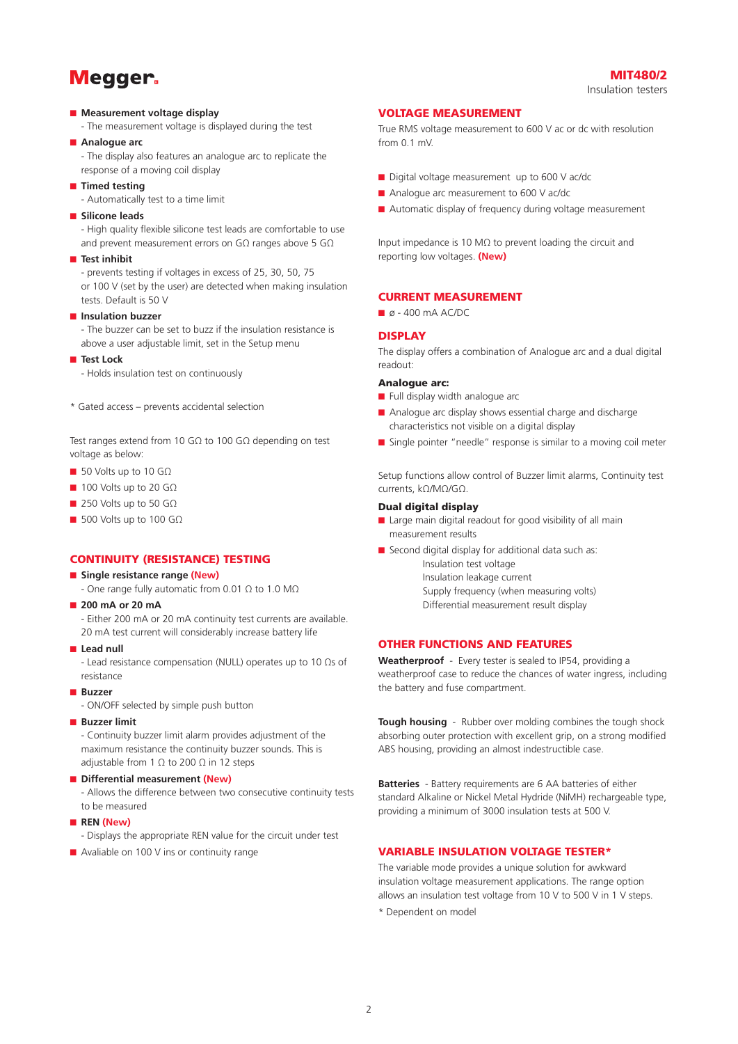- **Measurement voltage display**
  - The measurement voltage is displayed during the test
- **Analogue arc**
  - The display also features an analogue arc to replicate the response of a moving coil display
- **Timed testing**
  - Automatically test to a time limit
- **Silicone leads**
  - High quality flexible silicone test leads are comfortable to use and prevent measurement errors on GΩ ranges above 5 GΩ
- **Test inhibit**
  - prevents testing if voltages in excess of 25, 30, 50, 75 or 100 V (set by the user) are detected when making insulation tests. Default is 50 V
- **Insulation buzzer**
  - The buzzer can be set to buzz if the insulation resistance is above a user adjustable limit, set in the Setup menu
- **Test Lock**
  - Holds insulation test on continuously

\* Gated access – prevents accidental selection

Test ranges extend from 10 GΩ to 100 GΩ depending on test voltage as below:

- 50 Volts up to 10 GΩ
- 100 Volts up to 20 GΩ
- 250 Volts up to 50 GΩ
- 500 Volts up to 100 GΩ

## CONTINUITY (RESISTANCE) TESTING

- **Single resistance range (New)**
  - One range fully automatic from 0.01 Ω to 1.0 MΩ
- **200 mA or 20 mA**
  - Either 200 mA or 20 mA continuity test currents are available. 20 mA test current will considerably increase battery life
- **Lead null**
  - Lead resistance compensation (NULL) operates up to 10 Ωs of resistance
- **Buzzer**
  - ON/OFF selected by simple push button
- **Buzzer limit**
  - Continuity buzzer limit alarm provides adjustment of the maximum resistance the continuity buzzer sounds. This is adjustable from 1 Ω to 200 Ω in 12 steps
- **Differential measurement (New)**
  - Allows the difference between two consecutive continuity tests to be measured
- **REN (New)**
  - Displays the appropriate REN value for the circuit under test
- Avaliable on 100 V ins or continuity range

## VOLTAGE MEASUREMENT

True RMS voltage measurement to 600 V ac or dc with resolution from 0.1 mV.

- Digital voltage measurement up to 600 V ac/dc
- Analogue arc measurement to 600 V ac/dc
- Automatic display of frequency during voltage measurement

Input impedance is 10 MΩ to prevent loading the circuit and reporting low voltages. **(New)**

## CURRENT MEASUREMENT

- ø - 400 mA AC/DC

## DISPLAY

The display offers a combination of Analogue arc and a dual digital readout:

### Analogue arc:

- Full display width analogue arc
- Analogue arc display shows essential charge and discharge characteristics not visible on a digital display
- Single pointer "needle" response is similar to a moving coil meter

Setup functions allow control of Buzzer limit alarms, Continuity test currents, kΩ/MΩ/GΩ.

### Dual digital display

- Large main digital readout for good visibility of all main measurement results
- Second digital display for additional data such as:
  - Insulation test voltage
  - Insulation leakage current
  - Supply frequency (when measuring volts)
  - Differential measurement result display

## OTHER FUNCTIONS AND FEATURES

**Weatherproof** - Every tester is sealed to IP54, providing a weatherproof case to reduce the chances of water ingress, including the battery and fuse compartment.

**Tough housing** - Rubber over molding combines the tough shock absorbing outer protection with excellent grip, on a strong modified ABS housing, providing an almost indestructible case.

**Batteries** - Battery requirements are 6 AA batteries of either standard Alkaline or Nickel Metal Hydride (NiMH) rechargeable type, providing a minimum of 3000 insulation tests at 500 V.

## VARIABLE INSULATION VOLTAGE TESTER*

The variable mode provides a unique solution for awkward insulation voltage measurement applications. The range option allows an insulation test voltage from 10 V to 500 V in 1 V steps.

\* Dependent on model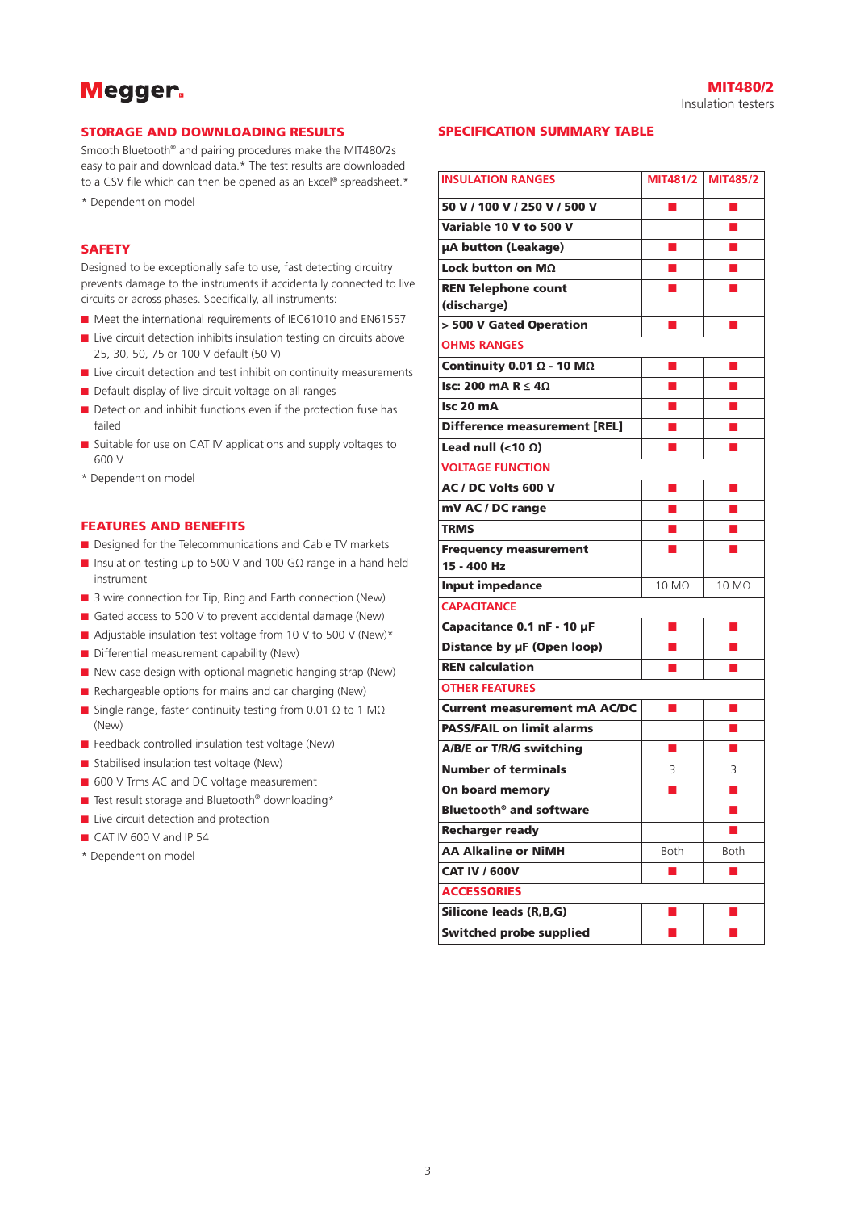## STORAGE AND DOWNLOADING RESULTS

Smooth Bluetooth® and pairing procedures make the MIT480/2s easy to pair and download data.* The test results are downloaded to a CSV file which can then be opened as an Excel® spreadsheet.*

* Dependent on model

## SAFETY

Designed to be exceptionally safe to use, fast detecting circuitry prevents damage to the instruments if accidentally connected to live circuits or across phases. Specifically, all instruments:

- Meet the international requirements of IEC61010 and EN61557
- Live circuit detection inhibits insulation testing on circuits above 25, 30, 50, 75 or 100 V default (50 V)
- Live circuit detection and test inhibit on continuity measurements
- Default display of live circuit voltage on all ranges
- Detection and inhibit functions even if the protection fuse has failed
- Suitable for use on CAT IV applications and supply voltages to 600 V

* Dependent on model

## FEATURES AND BENEFITS

- Designed for the Telecommunications and Cable TV markets
- Insulation testing up to 500 V and 100 GΩ range in a hand held instrument
- 3 wire connection for Tip, Ring and Earth connection (New)
- Gated access to 500 V to prevent accidental damage (New)
- Adjustable insulation test voltage from 10 V to 500 V (New)*
- Differential measurement capability (New)
- New case design with optional magnetic hanging strap (New)
- Rechargeable options for mains and car charging (New)
- Single range, faster continuity testing from 0.01 Ω to 1 MΩ (New)
- Feedback controlled insulation test voltage (New)
- Stabilised insulation test voltage (New)
- 600 V Trms AC and DC voltage measurement
- Test result storage and Bluetooth® downloading*
- Live circuit detection and protection
- CAT IV 600 V and IP 54

* Dependent on model

## SPECIFICATION SUMMARY TABLE

| INSULATION RANGES | MIT481/2 | MIT485/2 |
|---|---|---|
| 50 V / 100 V / 250 V / 500 V | ■ | ■ |
| Variable 10 V to 500 V | | ■ |
| µA button (Leakage) | ■ | ■ |
| Lock button on MΩ | ■ | ■ |
| REN Telephone count (discharge) | ■ | ■ |
| > 500 V Gated Operation | ■ | ■ |
| **OHMS RANGES** | | |
| Continuity 0.01 Ω - 10 MΩ | ■ | ■ |
| Isc: 200 mA R ≤ 4Ω | ■ | ■ |
| Isc 20 mA | ■ | ■ |
| Difference measurement [REL] | ■ | ■ |
| Lead null (<10 Ω) | ■ | ■ |
| **VOLTAGE FUNCTION** | | |
| AC / DC Volts 600 V | ■ | ■ |
| mV AC / DC range | ■ | ■ |
| TRMS | ■ | ■ |
| Frequency measurement 15 - 400 Hz | ■ | ■ |
| Input impedance | 10 MΩ | 10 MΩ |
| **CAPACITANCE** | | |
| Capacitance 0.1 nF - 10 µF | ■ | ■ |
| Distance by µF (Open loop) | ■ | ■ |
| REN calculation | ■ | ■ |
| **OTHER FEATURES** | | |
| Current measurement mA AC/DC | ■ | ■ |
| PASS/FAIL on limit alarms | | ■ |
| A/B/E or T/R/G switching | ■ | ■ |
| Number of terminals | 3 | 3 |
| On board memory | ■ | ■ |
| Bluetooth® and software | | ■ |
| Recharger ready | | ■ |
| AA Alkaline or NiMH | Both | Both |
| CAT IV / 600V | ■ | ■ |
| **ACCESSORIES** | | |
| Silicone leads (R,B,G) | ■ | ■ |
| Switched probe supplied | ■ | ■ |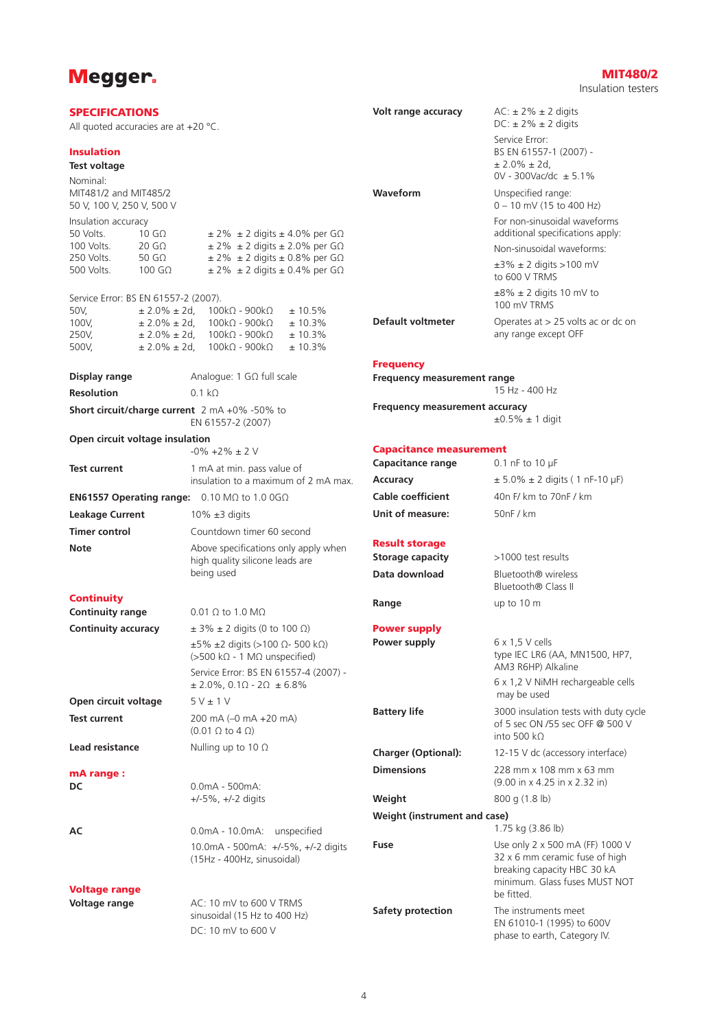# SPECIFICATIONS

All quoted accuracies are at +20 °C.

## Insulation

**Test voltage**

Nominal:
MIT481/2 and MIT485/2
50 V, 100 V, 250 V, 500 V

Insulation accuracy

| | | |
|---|---|---|
| 50 Volts. | 10 GΩ | ± 2% ± 2 digits ± 4.0% per GΩ |
| 100 Volts. | 20 GΩ | ± 2% ± 2 digits ± 2.0% per GΩ |
| 250 Volts. | 50 GΩ | ± 2% ± 2 digits ± 0.8% per GΩ |
| 500 Volts. | 100 GΩ | ± 2% ± 2 digits ± 0.4% per GΩ |

Service Error: BS EN 61557-2 (2007).

| | | | |
|---|---|---|---|
| 50V, | ± 2.0% ± 2d, | 100kΩ - 900kΩ | ± 10.5% |
| 100V, | ± 2.0% ± 2d, | 100kΩ - 900kΩ | ± 10.3% |
| 250V, | ± 2.0% ± 2d, | 100kΩ - 900kΩ | ± 10.3% |
| 500V, | ± 2.0% ± 2d, | 100kΩ - 900kΩ | ± 10.3% |

**Display range** Analogue: 1 GΩ full scale

**Resolution** 0.1 kΩ

**Short circuit/charge current** 2 mA +0% -50% to EN 61557-2 (2007)

**Open circuit voltage insulation** -0% +2% ± 2 V

**Test current** 1 mA at min. pass value of insulation to a maximum of 2 mA max.

**EN61557 Operating range:** 0.10 MΩ to 1.0 0GΩ

**Leakage Current** 10% ±3 digits

**Timer control** Countdown timer 60 second

**Note** Above specifications only apply when high quality silicone leads are being used

## Continuity

**Continuity range** 0.01 Ω to 1.0 MΩ

**Continuity accuracy** ± 3% ± 2 digits (0 to 100 Ω)

±5% ±2 digits (>100 Ω- 500 kΩ)
(>500 kΩ - 1 MΩ unspecified)

Service Error: BS EN 61557-4 (2007) - ± 2.0%, 0.1Ω - 2Ω ± 6.8%

**Open circuit voltage** 5 V ± 1 V

**Test current** 200 mA (–0 mA +20 mA)
(0.01 Ω to 4 Ω)

**Lead resistance** Nulling up to 10 Ω

## mA range :

**DC** 0.0mA - 500mA:
+/-5%, +/-2 digits

**AC** 0.0mA - 10.0mA: unspecified
10.0mA - 500mA: +/-5%, +/-2 digits
(15Hz - 400Hz, sinusoidal)

## Voltage range

**Voltage range** AC: 10 mV to 600 V TRMS sinusoidal (15 Hz to 400 Hz)
DC: 10 mV to 600 V

**Volt range accuracy** AC: ± 2% ± 2 digits
DC: ± 2% ± 2 digits

Service Error:
BS EN 61557-1 (2007) -
± 2.0% ± 2d,
0V - 300Vac/dc ± 5.1%

**Waveform** Unspecified range:
0 – 10 mV (15 to 400 Hz)

For non-sinusoidal waveforms additional specifications apply:

Non-sinusoidal waveforms:

±3% ± 2 digits >100 mV to 600 V TRMS

±8% ± 2 digits 10 mV to 100 mV TRMS

**Default voltmeter** Operates at > 25 volts ac or dc on any range except OFF

## Frequency

**Frequency measurement range** 15 Hz - 400 Hz

**Frequency measurement accuracy** ±0.5% ± 1 digit

## Capacitance measurement

**Capacitance range** 0.1 nF to 10 µF

**Accuracy** ± 5.0% ± 2 digits ( 1 nF-10 µF)

**Cable coefficient** 40n F/ km to 70nF / km

**Unit of measure:** 50nF / km

## Result storage

**Storage capacity** >1000 test results

**Data download** Bluetooth® wireless
Bluetooth® Class II

**Range** up to 10 m

## Power supply

**Power supply** 6 x 1,5 V cells type IEC LR6 (AA, MN1500, HP7, AM3 R6HP) Alkaline

6 x 1,2 V NiMH rechargeable cells may be used

**Battery life** 3000 insulation tests with duty cycle of 5 sec ON /55 sec OFF @ 500 V into 500 kΩ

**Charger (Optional):** 12-15 V dc (accessory interface)

**Dimensions** 228 mm x 108 mm x 63 mm
(9.00 in x 4.25 in x 2.32 in)

**Weight** 800 g (1.8 lb)

**Weight (instrument and case)** 1.75 kg (3.86 lb)

**Fuse** Use only 2 x 500 mA (FF) 1000 V 32 x 6 mm ceramic fuse of high breaking capacity HBC 30 kA minimum. Glass fuses MUST NOT be fitted.

**Safety protection** The instruments meet EN 61010-1 (1995) to 600V phase to earth, Category IV.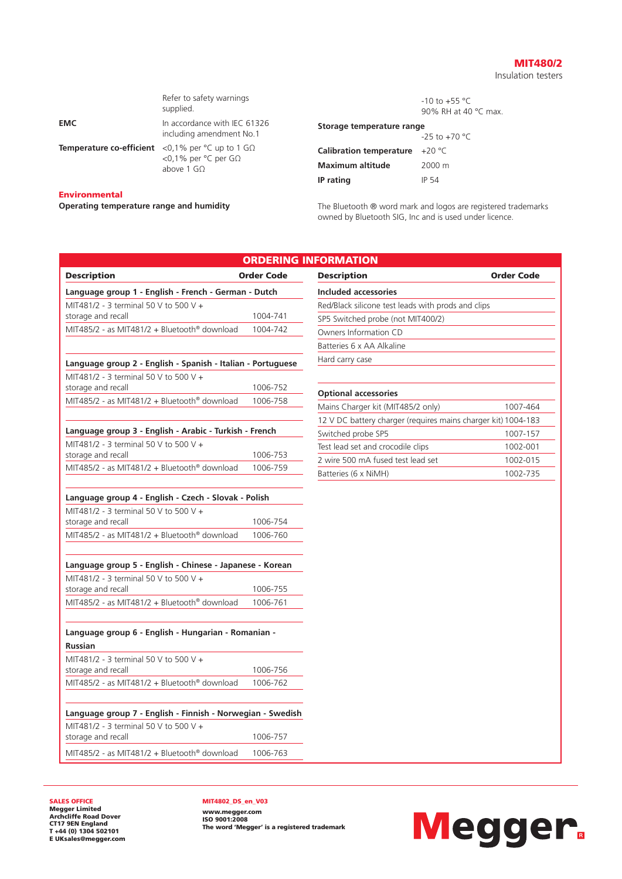Refer to safety warnings supplied.

**EMC** In accordance with IEC 61326 including amendment No.1

**Temperature co-efficient** <0,1% per °C up to 1 GΩ <0,1% per °C per GΩ above 1 GΩ

## Environmental

**Operating temperature range and humidity**
-10 to +55 °C
90% RH at 40 °C max.

**Storage temperature range**
-25 to +70 °C

**Calibration temperature** +20 °C

**Maximum altitude** 2000 m

**IP rating** IP 54

The Bluetooth ® word mark and logos are registered trademarks owned by Bluetooth SIG, Inc and is used under licence.

## ORDERING INFORMATION

| Description | Order Code |
|---|---|
| **Language group 1 - English - French - German - Dutch** | |
| MIT481/2 - 3 terminal 50 V to 500 V + storage and recall | 1004-741 |
| MIT485/2 - as MIT481/2 + Bluetooth® download | 1004-742 |
| **Language group 2 - English - Spanish - Italian - Portuguese** | |
| MIT481/2 - 3 terminal 50 V to 500 V + storage and recall | 1006-752 |
| MIT485/2 - as MIT481/2 + Bluetooth® download | 1006-758 |
| **Language group 3 - English - Arabic - Turkish - French** | |
| MIT481/2 - 3 terminal 50 V to 500 V + storage and recall | 1006-753 |
| MIT485/2 - as MIT481/2 + Bluetooth® download | 1006-759 |
| **Language group 4 - English - Czech - Slovak - Polish** | |
| MIT481/2 - 3 terminal 50 V to 500 V + storage and recall | 1006-754 |
| MIT485/2 - as MIT481/2 + Bluetooth® download | 1006-760 |
| **Language group 5 - English - Chinese - Japanese - Korean** | |
| MIT481/2 - 3 terminal 50 V to 500 V + storage and recall | 1006-755 |
| MIT485/2 - as MIT481/2 + Bluetooth® download | 1006-761 |
| **Language group 6 - English - Hungarian - Romanian - Russian** | |
| MIT481/2 - 3 terminal 50 V to 500 V + storage and recall | 1006-756 |
| MIT485/2 - as MIT481/2 + Bluetooth® download | 1006-762 |
| **Language group 7 - English - Finnish - Norwegian - Swedish** | |
| MIT481/2 - 3 terminal 50 V to 500 V + storage and recall | 1006-757 |
| MIT485/2 - as MIT481/2 + Bluetooth® download | 1006-763 |

| Description | Order Code |
|---|---|
| **Included accessories** | |
| Red/Black silicone test leads with prods and clips | |
| SP5 Switched probe (not MIT400/2) | |
| Owners Information CD | |
| Batteries 6 x AA Alkaline | |
| Hard carry case | |
| **Optional accessories** | |
| Mains Charger kit (MIT485/2 only) | 1007-464 |
| 12 V DC battery charger (requires mains charger kit) | 1004-183 |
| Switched probe SP5 | 1007-157 |
| Test lead set and crocodile clips | 1002-001 |
| 2 wire 500 mA fused test lead set | 1002-015 |
| Batteries (6 x NiMH) | 1002-735 |

**SALES OFFICE**
**Megger Limited**
**Archcliffe Road Dover**
**CT17 9EN England**
**T +44 (0) 1304 502101**
**E UKsales@megger.com**

**MIT4802_DS_en_V03**
**www.megger.com**
**ISO 9001:2008**
**The word 'Megger' is a registered trademark**

Megger.